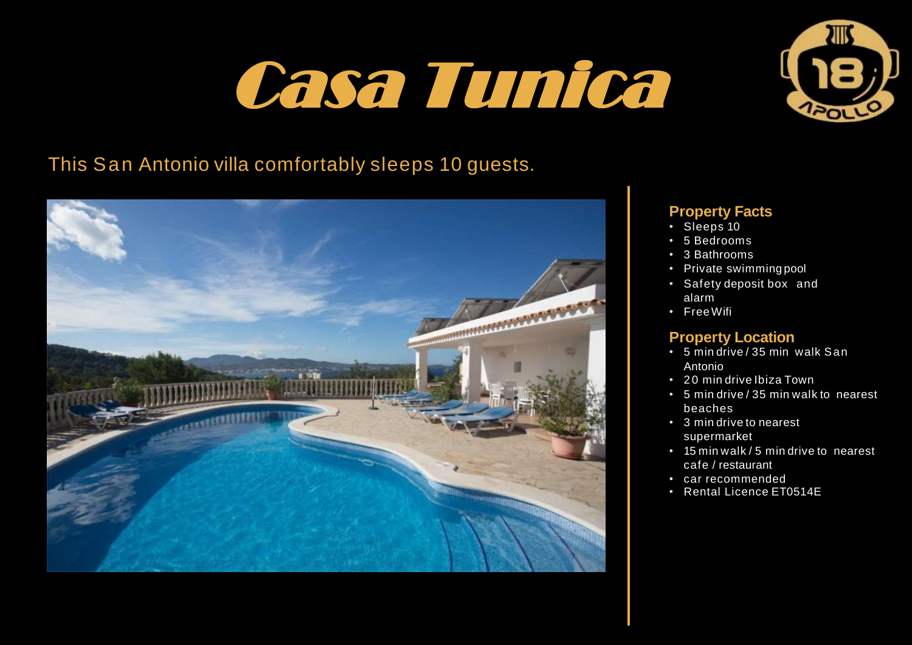# Casa Tunica

This San Antonio villa comfortably sleeps 10 guests.

## Property Facts

- Sleeps 10
- 5 Bedrooms
- 3 Bathrooms
- Private swimming pool
- Safety deposit box and alarm
- Free Wifi

## Property Location

- 5 min drive / 35 min walk San Antonio
- 20 min drive Ibiza Town
- 5 min drive / 35 min walk to nearest beaches
- 3 min drive to nearest supermarket
- 15 min walk / 5 min drive to nearest cafe / restaurant
- car recommended
- Rental Licence ET0514E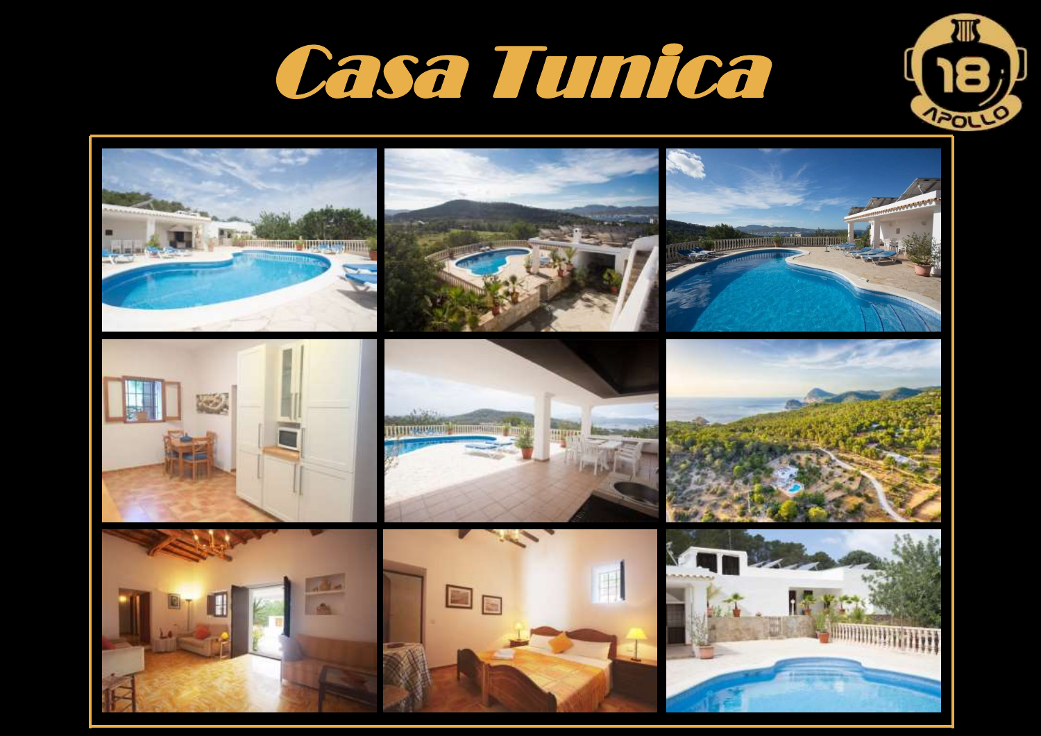# Casa Tunica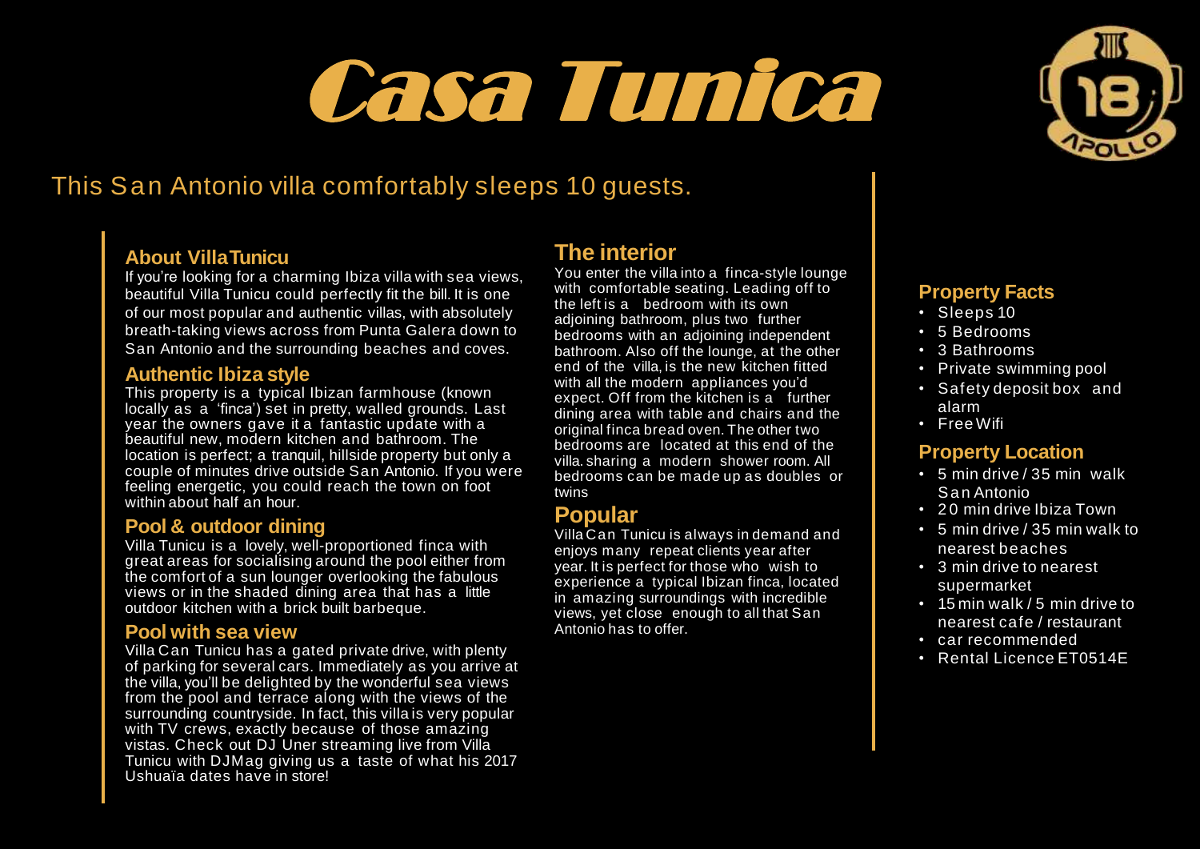# Casa Tunica

This San Antonio villa comfortably sleeps 10 guests.

### About Villa Tunicu

If you're looking for a charming Ibiza villa with sea views, beautiful Villa Tunicu could perfectly fit the bill. It is one of our most popular and authentic villas, with absolutely breath-taking views across from Punta Galera down to San Antonio and the surrounding beaches and coves.

### Authentic Ibiza style

This property is a typical Ibizan farmhouse (known locally as a 'finca') set in pretty, walled grounds. Last year the owners gave it a fantastic update with a beautiful new, modern kitchen and bathroom. The location is perfect; a tranquil, hillside property but only a couple of minutes drive outside San Antonio. If you were feeling energetic, you could reach the town on foot within about half an hour.

### Pool & outdoor dining

Villa Tunicu is a lovely, well-proportioned finca with great areas for socialising around the pool either from the comfort of a sun lounger overlooking the fabulous views or in the shaded dining area that has a little outdoor kitchen with a brick built barbeque.

### Pool with sea view

Villa Can Tunicu has a gated private drive, with plenty of parking for several cars. Immediately as you arrive at the villa, you'll be delighted by the wonderful sea views from the pool and terrace along with the views of the surrounding countryside. In fact, this villa is very popular with TV crews, exactly because of those amazing vistas. Check out DJ Uner streaming live from Villa Tunicu with DJMag giving us a taste of what his 2017 Ushuaïa dates have in store!

## The interior

You enter the villa into a finca-style lounge with comfortable seating. Leading off to the left is a bedroom with its own adjoining bathroom, plus two further bedrooms with an adjoining independent bathroom. Also off the lounge, at the other end of the villa, is the new kitchen fitted with all the modern appliances you'd expect. Off from the kitchen is a further dining area with table and chairs and the original finca bread oven. The other two bedrooms are located at this end of the villa. sharing a modern shower room. All bedrooms can be made up as doubles or twins

## Popular

Villa Can Tunicu is always in demand and enjoys many repeat clients year after year. It is perfect for those who wish to experience a typical Ibizan finca, located in amazing surroundings with incredible views, yet close enough to all that San Antonio has to offer.

### Property Facts

- Sleeps 10
- 5 Bedrooms
- 3 Bathrooms
- Private swimming pool
- Safety deposit box and alarm
- Free Wifi

### Property Location

- 5 min drive / 35 min walk San Antonio
- 20 min drive Ibiza Town
- 5 min drive / 35 min walk to nearest beaches
- 3 min drive to nearest supermarket
- 15 min walk / 5 min drive to nearest cafe / restaurant
- car recommended
- Rental Licence ET0514E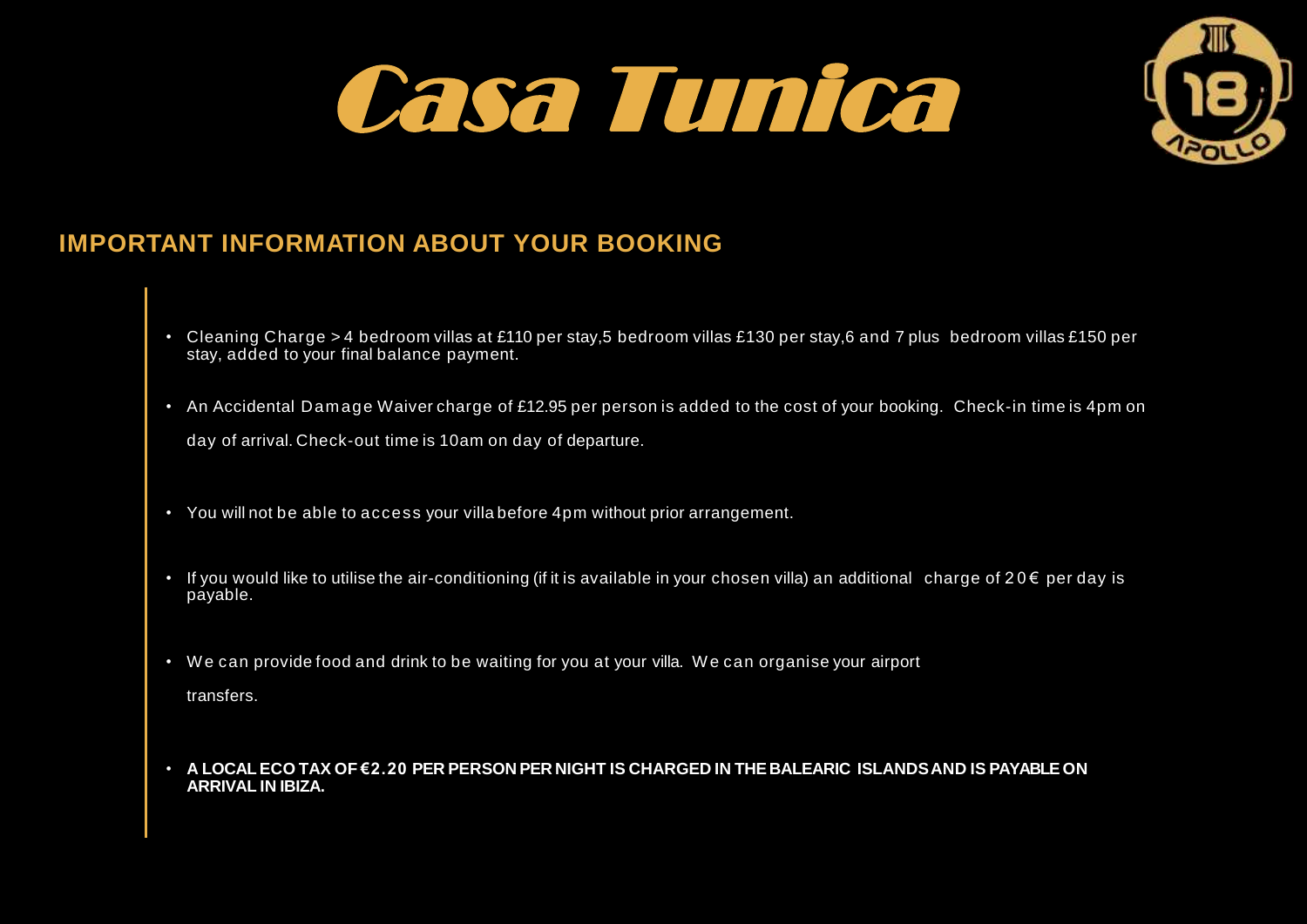# Casa Tunica

## IMPORTANT INFORMATION ABOUT YOUR BOOKING

- Cleaning Charge > 4 bedroom villas at £110 per stay,5 bedroom villas £130 per stay,6 and 7 plus bedroom villas £150 per stay, added to your final balance payment.
- An Accidental Damage Waiver charge of £12.95 per person is added to the cost of your booking. Check-in time is 4pm on day of arrival. Check-out time is 10am on day of departure.
- You will not be able to access your villa before 4pm without prior arrangement.
- If you would like to utilise the air-conditioning (if it is available in your chosen villa) an additional charge of 20€ per day is payable.
- We can provide food and drink to be waiting for you at your villa. We can organise your airport transfers.
- **A LOCAL ECO TAX OF €2.20 PER PERSON PER NIGHT IS CHARGED IN THE BALEARIC ISLANDS AND IS PAYABLE ON ARRIVAL IN IBIZA.**